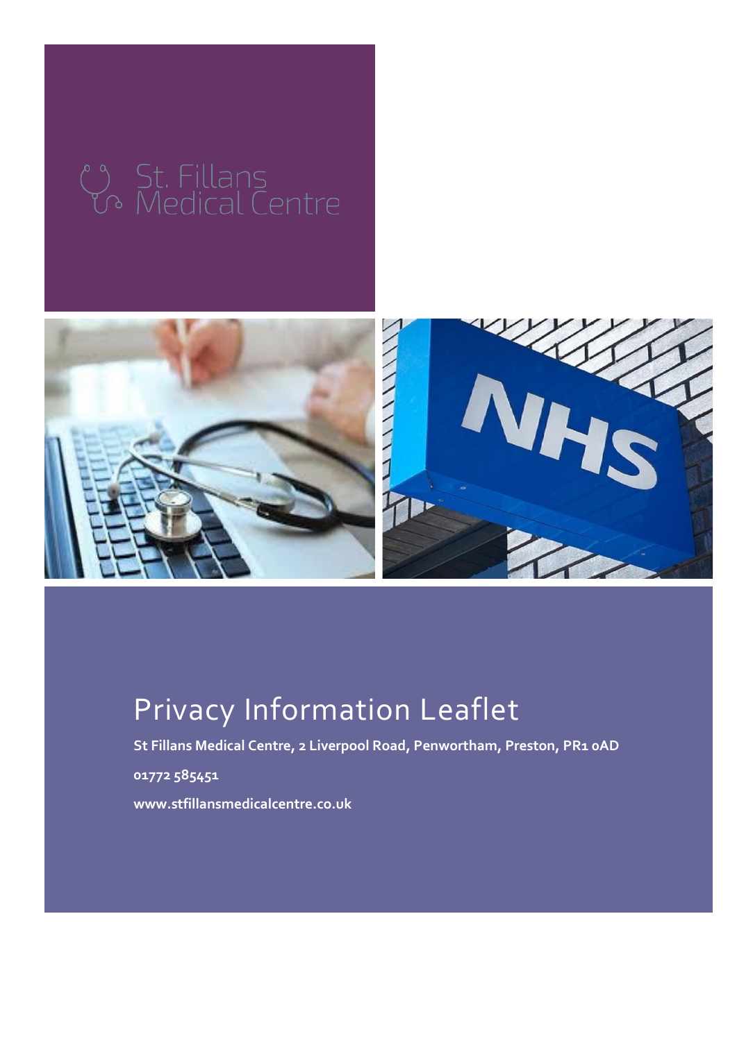St. Fillans Medical Centre

# Privacy Information Leaflet

**St Fillans Medical Centre, 2 Liverpool Road, Penwortham, Preston, PR1 0AD**

**01772 585451**

**www.stfillansmedicalcentre.co.uk**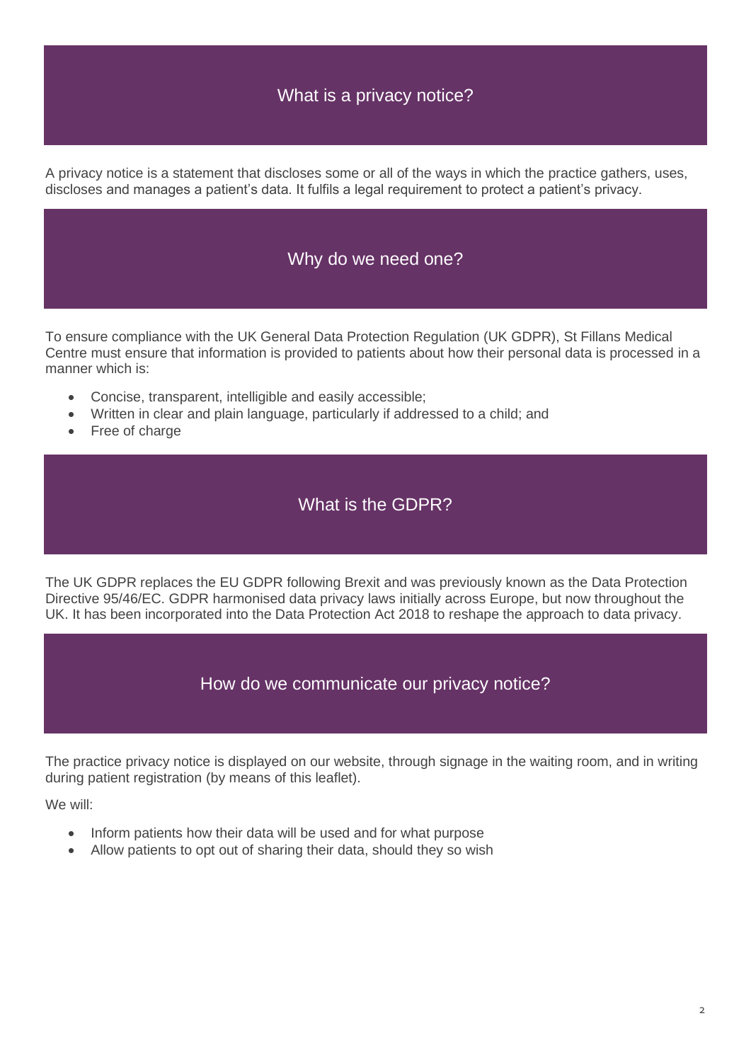## What is a privacy notice?

A privacy notice is a statement that discloses some or all of the ways in which the practice gathers, uses, discloses and manages a patient's data. It fulfils a legal requirement to protect a patient's privacy.

## Why do we need one?

To ensure compliance with the UK General Data Protection Regulation (UK GDPR), St Fillans Medical Centre must ensure that information is provided to patients about how their personal data is processed in a manner which is:

- Concise, transparent, intelligible and easily accessible;
- Written in clear and plain language, particularly if addressed to a child; and
- Free of charge

## What is the GDPR?

The UK GDPR replaces the EU GDPR following Brexit and was previously known as the Data Protection Directive 95/46/EC. GDPR harmonised data privacy laws initially across Europe, but now throughout the UK. It has been incorporated into the Data Protection Act 2018 to reshape the approach to data privacy.

## How do we communicate our privacy notice?

The practice privacy notice is displayed on our website, through signage in the waiting room, and in writing during patient registration (by means of this leaflet).

We will:

- Inform patients how their data will be used and for what purpose
- Allow patients to opt out of sharing their data, should they so wish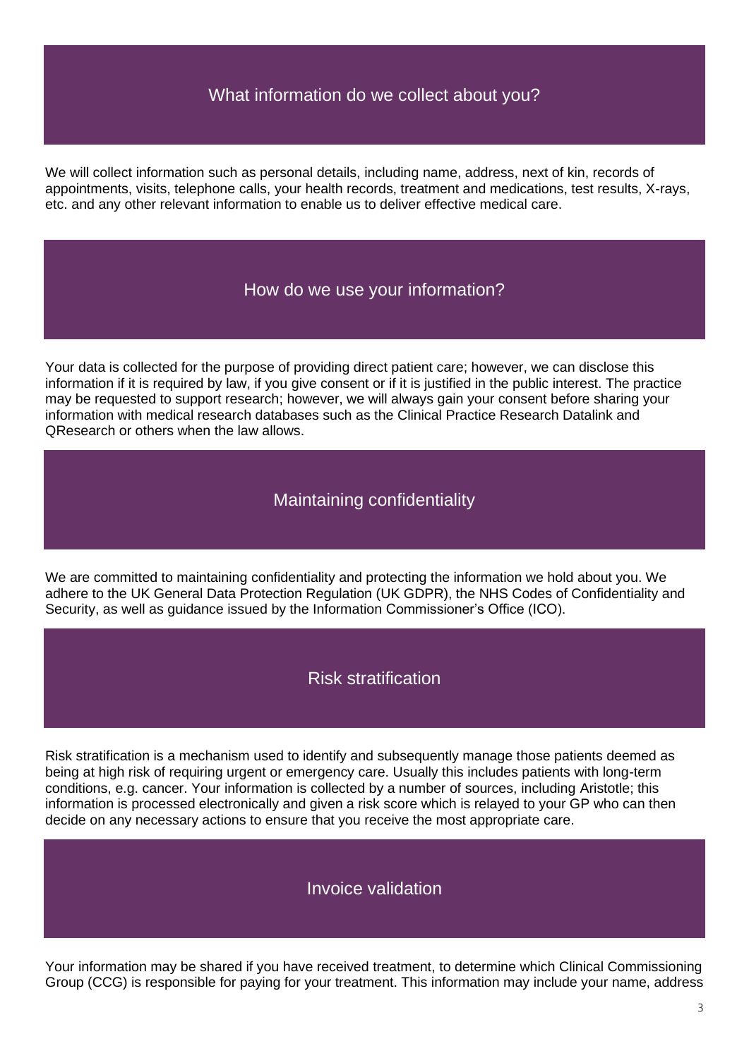## What information do we collect about you?

We will collect information such as personal details, including name, address, next of kin, records of appointments, visits, telephone calls, your health records, treatment and medications, test results, X-rays, etc. and any other relevant information to enable us to deliver effective medical care.

## How do we use your information?

Your data is collected for the purpose of providing direct patient care; however, we can disclose this information if it is required by law, if you give consent or if it is justified in the public interest. The practice may be requested to support research; however, we will always gain your consent before sharing your information with medical research databases such as the Clinical Practice Research Datalink and QResearch or others when the law allows.

## Maintaining confidentiality

We are committed to maintaining confidentiality and protecting the information we hold about you. We adhere to the UK General Data Protection Regulation (UK GDPR), the NHS Codes of Confidentiality and Security, as well as guidance issued by the Information Commissioner's Office (ICO).

## Risk stratification

Risk stratification is a mechanism used to identify and subsequently manage those patients deemed as being at high risk of requiring urgent or emergency care. Usually this includes patients with long-term conditions, e.g. cancer. Your information is collected by a number of sources, including Aristotle; this information is processed electronically and given a risk score which is relayed to your GP who can then decide on any necessary actions to ensure that you receive the most appropriate care.

## Invoice validation

Your information may be shared if you have received treatment, to determine which Clinical Commissioning Group (CCG) is responsible for paying for your treatment. This information may include your name, address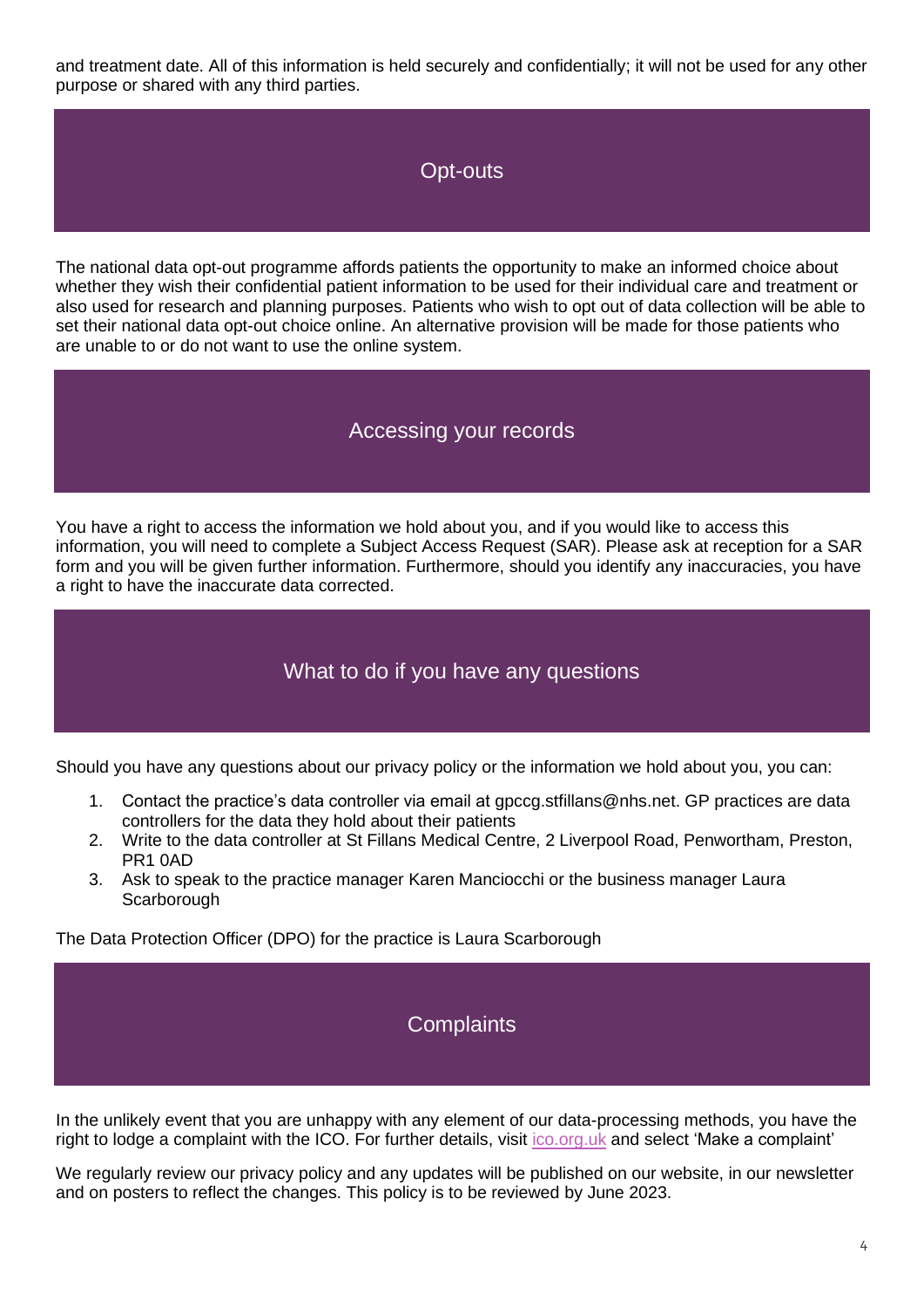and treatment date. All of this information is held securely and confidentially; it will not be used for any other purpose or shared with any third parties.

## Opt-outs

The national data opt-out programme affords patients the opportunity to make an informed choice about whether they wish their confidential patient information to be used for their individual care and treatment or also used for research and planning purposes. Patients who wish to opt out of data collection will be able to set their national data opt-out choice online. An alternative provision will be made for those patients who are unable to or do not want to use the online system.

## Accessing your records

You have a right to access the information we hold about you, and if you would like to access this information, you will need to complete a Subject Access Request (SAR). Please ask at reception for a SAR form and you will be given further information. Furthermore, should you identify any inaccuracies, you have a right to have the inaccurate data corrected.

## What to do if you have any questions

Should you have any questions about our privacy policy or the information we hold about you, you can:

1. Contact the practice's data controller via email at gpccg.stfillans@nhs.net. GP practices are data controllers for the data they hold about their patients
2. Write to the data controller at St Fillans Medical Centre, 2 Liverpool Road, Penwortham, Preston, PR1 0AD
3. Ask to speak to the practice manager Karen Manciocchi or the business manager Laura Scarborough

The Data Protection Officer (DPO) for the practice is Laura Scarborough

## Complaints

In the unlikely event that you are unhappy with any element of our data-processing methods, you have the right to lodge a complaint with the ICO. For further details, visit ico.org.uk and select 'Make a complaint'

We regularly review our privacy policy and any updates will be published on our website, in our newsletter and on posters to reflect the changes. This policy is to be reviewed by June 2023.